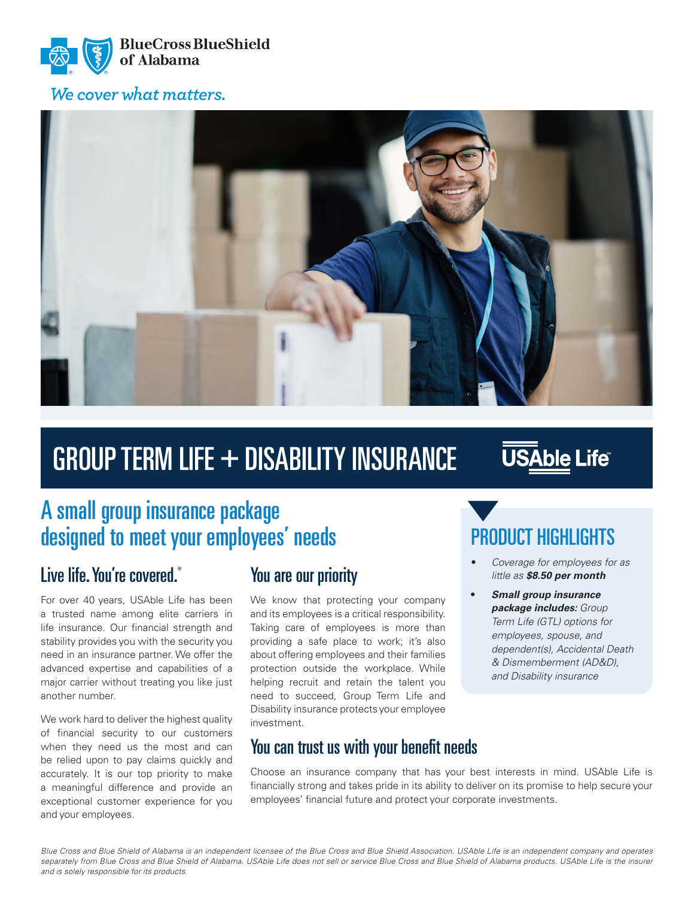BlueCross BlueShield of Alabama

*We cover what matters.*

# GROUP TERM LIFE + DISABILITY INSURANCE

USAble Life

## A small group insurance package designed to meet your employees' needs

### Live life. You're covered.®

For over 40 years, USAble Life has been a trusted name among elite carriers in life insurance. Our financial strength and stability provides you with the security you need in an insurance partner. We offer the advanced expertise and capabilities of a major carrier without treating you like just another number.

We work hard to deliver the highest quality of financial security to our customers when they need us the most and can be relied upon to pay claims quickly and accurately. It is our top priority to make a meaningful difference and provide an exceptional customer experience for you and your employees.

### You are our priority

We know that protecting your company and its employees is a critical responsibility. Taking care of employees is more than providing a safe place to work; it's also about offering employees and their families protection outside the workplace. While helping recruit and retain the talent you need to succeed, Group Term Life and Disability insurance protects your employee investment.

### You can trust us with your benefit needs

Choose an insurance company that has your best interests in mind. USAble Life is financially strong and takes pride in its ability to deliver on its promise to help secure your employees' financial future and protect your corporate investments.

## PRODUCT HIGHLIGHTS

- *Coverage for employees for as little as **$8.50 per month***
- ***Small group insurance package includes:** Group Term Life (GTL) options for employees, spouse, and dependent(s), Accidental Death & Dismemberment (AD&D), and Disability insurance*

*Blue Cross and Blue Shield of Alabama is an independent licensee of the Blue Cross and Blue Shield Association. USAble Life is an independent company and operates separately from Blue Cross and Blue Shield of Alabama. USAble Life does not sell or service Blue Cross and Blue Shield of Alabama products. USAble Life is the insurer and is solely responsible for its products.*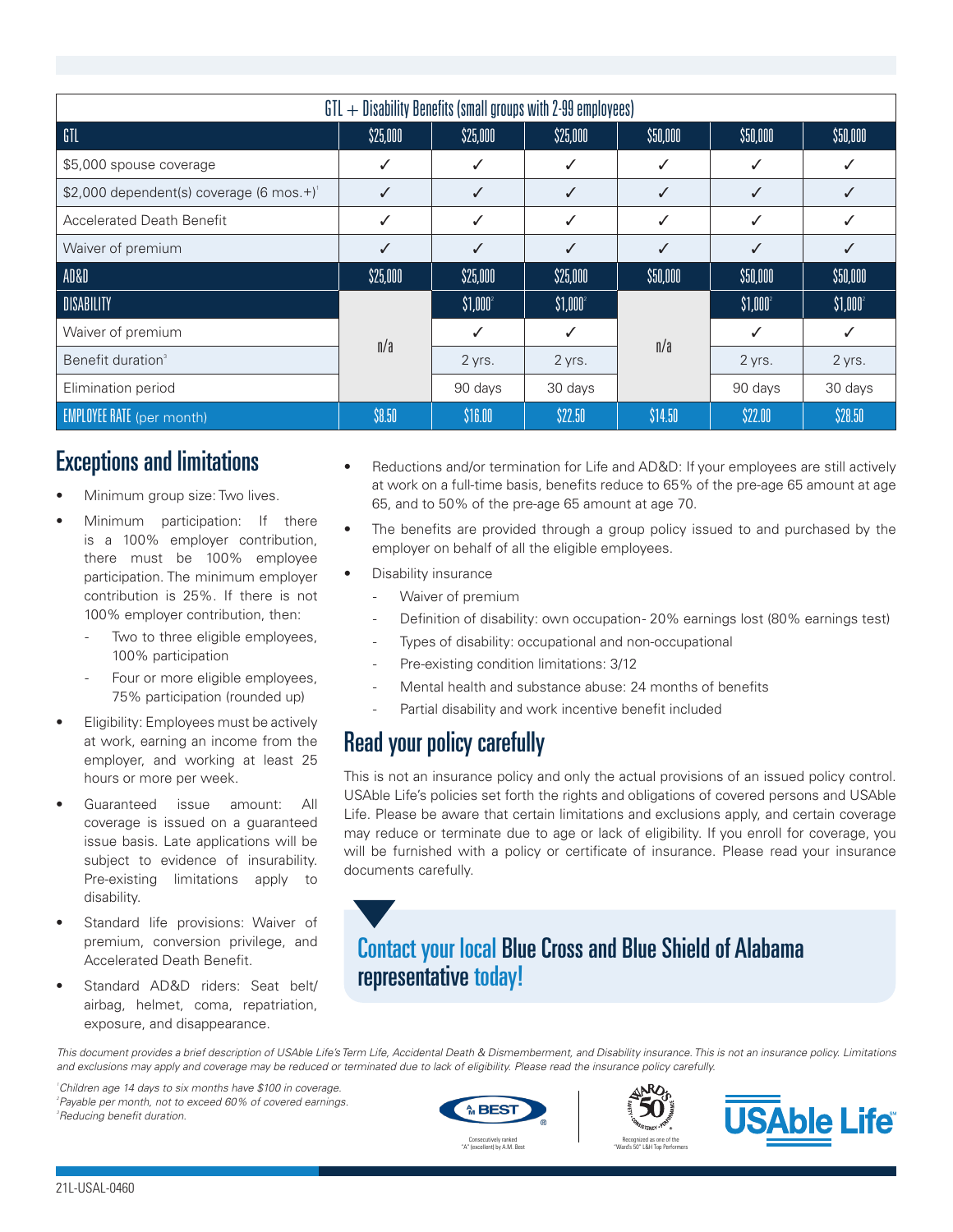| GTL + Disability Benefits (small groups with 2-99 employees) | | | | | | |
|---|---|---|---|---|---|---|
| GTL | $25,000 | $25,000 | $25,000 | $50,000 | $50,000 | $50,000 |
| $5,000 spouse coverage | ✓ | ✓ | ✓ | ✓ | ✓ | ✓ |
| $2,000 dependent(s) coverage (6 mos.+)[1] | ✓ | ✓ | ✓ | ✓ | ✓ | ✓ |
| Accelerated Death Benefit | ✓ | ✓ | ✓ | ✓ | ✓ | ✓ |
| Waiver of premium | ✓ | ✓ | ✓ | ✓ | ✓ | ✓ |
| AD&D | $25,000 | $25,000 | $25,000 | $50,000 | $50,000 | $50,000 |
| DISABILITY | n/a | $1,000[2] | $1,000[2] | n/a | $1,000[2] | $1,000[2] |
| Waiver of premium | | ✓ | ✓ | | ✓ | ✓ |
| Benefit duration[3] | | 2 yrs. | 2 yrs. | | 2 yrs. | 2 yrs. |
| Elimination period | | 90 days | 30 days | | 90 days | 30 days |
| EMPLOYEE RATE (per month) | $8.50 | $16.00 | $22.50 | $14.50 | $22.00 | $28.50 |

## Exceptions and limitations

- Minimum group size: Two lives.
- Minimum participation: If there is a 100% employer contribution, there must be 100% employee participation. The minimum employer contribution is 25%. If there is not 100% employer contribution, then:
  - Two to three eligible employees, 100% participation
  - Four or more eligible employees, 75% participation (rounded up)
- Eligibility: Employees must be actively at work, earning an income from the employer, and working at least 25 hours or more per week.
- Guaranteed issue amount: All coverage is issued on a guaranteed issue basis. Late applications will be subject to evidence of insurability. Pre-existing limitations apply to disability.
- Standard life provisions: Waiver of premium, conversion privilege, and Accelerated Death Benefit.
- Standard AD&D riders: Seat belt/ airbag, helmet, coma, repatriation, exposure, and disappearance.
- Reductions and/or termination for Life and AD&D: If your employees are still actively at work on a full-time basis, benefits reduce to 65% of the pre-age 65 amount at age 65, and to 50% of the pre-age 65 amount at age 70.
- The benefits are provided through a group policy issued to and purchased by the employer on behalf of all the eligible employees.
- Disability insurance
  - Waiver of premium
  - Definition of disability: own occupation- 20% earnings lost (80% earnings test)
  - Types of disability: occupational and non-occupational
  - Pre-existing condition limitations: 3/12
  - Mental health and substance abuse: 24 months of benefits
  - Partial disability and work incentive benefit included

## Read your policy carefully

This is not an insurance policy and only the actual provisions of an issued policy control. USAble Life's policies set forth the rights and obligations of covered persons and USAble Life. Please be aware that certain limitations and exclusions apply, and certain coverage may reduce or terminate due to age or lack of eligibility. If you enroll for coverage, you will be furnished with a policy or certificate of insurance. Please read your insurance documents carefully.

**Contact your local Blue Cross and Blue Shield of Alabama representative today!**

*This document provides a brief description of USAble Life's Term Life, Accidental Death & Dismemberment, and Disability insurance. This is not an insurance policy. Limitations and exclusions may apply and coverage may be reduced or terminated due to lack of eligibility. Please read the insurance policy carefully.*

*[1]Children age 14 days to six months have $100 in coverage.*
*[2]Payable per month, not to exceed 60% of covered earnings.*
*[3]Reducing benefit duration.*

Consecutively ranked "A" (excellent) by A.M. Best

Recognized as one of the "Ward's 50" L&H Top Performers

USAble Life

21L-USAL-0460